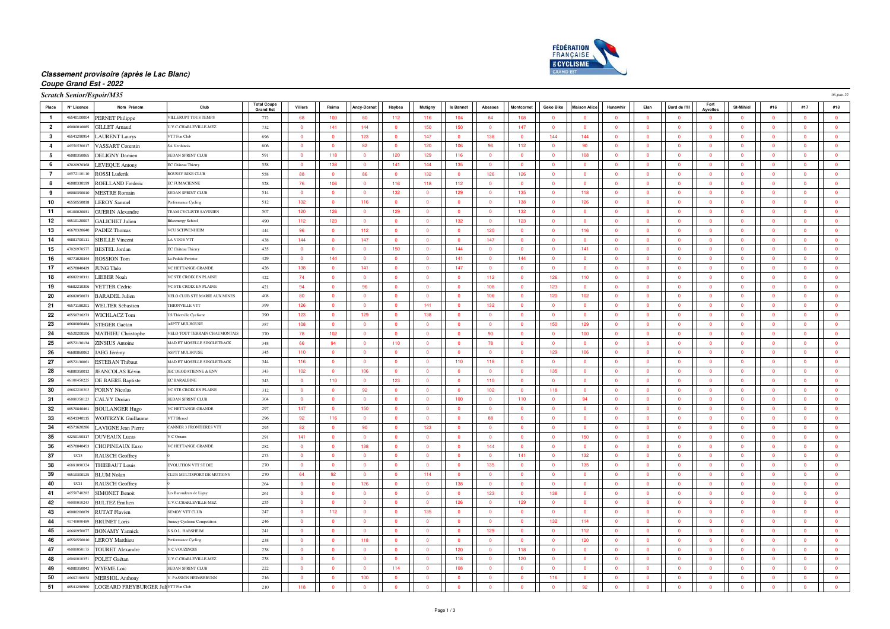***Classement provisoire (après le Lac Blanc)***
***Coupe Grand Est - 2022***

***Scratch Senior/Espoir/M35***

*06-juin-22*

| Place | N° Licence | Nom Prénom | Club | Total Coupe Grand Est | Villers | Reims | Ancy-Dornot | Haybes | Mutigny | le Bannet | Abesses | Montcornet | Geko Bike | Maison Alice | Hunawhir | Elan | Bord de l'Ill | Fort Ayvelles | St-Mihiel | #16 | #17 | #18 |
|---|---|---|---|---|---|---|---|---|---|---|---|---|---|---|---|---|---|---|---|---|---|---|
| 1 | 46540100004 | PERNET Philippe | VILLERUPT TOUS TEMPS | 772 | 68 | 100 | 80 | 112 | 116 | 104 | 84 | 108 | 0 | 0 | 0 | 0 | 0 | 0 | 0 | 0 | 0 | 0 |
| 2 | 46080010085 | GILLET Arnaud | U.V.C.CHARLEVILLE-MEZ | 732 | 0 | 141 | 144 | 0 | 150 | 150 | 0 | 147 | 0 | 0 | 0 | 0 | 0 | 0 | 0 | 0 | 0 | 0 |
| 3 | 46541290954 | LAURENT Laurys | VTT Fun Club | 696 | 0 | 0 | 123 | 0 | 147 | 0 | 138 | 0 | 144 | 144 | 0 | 0 | 0 | 0 | 0 | 0 | 0 | 0 |
| 4 | 46550530017 | VASSART Corentin | SA Verdunois | 606 | 0 | 0 | 82 | 0 | 120 | 106 | 96 | 112 | 0 | 90 | 0 | 0 | 0 | 0 | 0 | 0 | 0 | 0 |
| 5 | 46080350065 | DELIGNY Damien | SEDAN SPRINT CLUB | 591 | 0 | 118 | 0 | 120 | 129 | 116 | 0 | 0 | 0 | 108 | 0 | 0 | 0 | 0 | 0 | 0 | 0 | 0 |
| 6 | 47020970368 | LEVEQUE Antony | EC Château Thierry | 558 | 0 | 138 | 0 | 141 | 144 | 135 | 0 | 0 | 0 | 0 | 0 | 0 | 0 | 0 | 0 | 0 | 0 | 0 |
| 7 | 46572110130 | ROSSI Luderik | ROUSSY BIKE CLUB | 558 | 88 | 0 | 86 | 0 | 132 | 0 | 126 | 126 | 0 | 0 | 0 | 0 | 0 | 0 | 0 | 0 | 0 | 0 |
| 8 | 46080330199 | ROELLAND Frederic | EC FUMACIENNE | 528 | 76 | 106 | 0 | 116 | 118 | 112 | 0 | 0 | 0 | 0 | 0 | 0 | 0 | 0 | 0 | 0 | 0 | 0 |
| 9 | 46080350010 | MESTRE Romain | SEDAN SPRINT CLUB | 514 | 0 | 0 | 0 | 132 | 0 | 129 | 0 | 135 | 0 | 118 | 0 | 0 | 0 | 0 | 0 | 0 | 0 | 0 |
| 10 | 46550550038 | LEROY Samuel | Performance Cycling | 512 | 132 | 0 | 116 | 0 | 0 | 0 | 0 | 138 | 0 | 126 | 0 | 0 | 0 | 0 | 0 | 0 | 0 | 0 |
| 11 | 46100020031 | GUERIN Alexandre | TEAM CYCLISTE SAVINIEN | 507 | 120 | 126 | 0 | 129 | 0 | 0 | 0 | 132 | 0 | 0 | 0 | 0 | 0 | 0 | 0 | 0 | 0 | 0 |
| 12 | 46510120007 | GALICHET Julien | Bikeenergy School | 490 | 112 | 123 | 0 | 0 | 0 | 132 | 0 | 123 | 0 | 0 | 0 | 0 | 0 | 0 | 0 | 0 | 0 | 0 |
| 13 | 46670320640 | PADEZ Thomas | VCU SCHWENHEIM | 444 | 96 | 0 | 112 | 0 | 0 | 0 | 120 | 0 | 0 | 116 | 0 | 0 | 0 | 0 | 0 | 0 | 0 | 0 |
| 14 | 46881700111 | SIBILLE Vincent | LA VOGE VTT | 438 | 144 | 0 | 147 | 0 | 0 | 0 | 147 | 0 | 0 | 0 | 0 | 0 | 0 | 0 | 0 | 0 | 0 | 0 |
| 15 | 47020970577 | BESTEL Jordan | EC Château Thierry | 435 | 0 | 0 | 0 | 150 | 0 | 144 | 0 | 0 | 0 | 141 | 0 | 0 | 0 | 0 | 0 | 0 | 0 | 0 |
| 16 | 48771020344 | ROSSION Tom | La Pedale Fertoise | 429 | 0 | 144 | 0 | 0 | 0 | 141 | 0 | 144 | 0 | 0 | 0 | 0 | 0 | 0 | 0 | 0 | 0 | 0 |
| 17 | 46570840429 | JUNG Théo | VC HETTANGE GRANDE | 426 | 138 | 0 | 141 | 0 | 0 | 147 | 0 | 0 | 0 | 0 | 0 | 0 | 0 | 0 | 0 | 0 | 0 | 0 |
| 18 | 46682210311 | LIEBER Noah | VC STE CROIX EN PLAINE | 422 | 74 | 0 | 0 | 0 | 0 | 0 | 112 | 0 | 126 | 110 | 0 | 0 | 0 | 0 | 0 | 0 | 0 | 0 |
| 19 | 46682210306 | VETTER Cédric | VC STE CROIX EN PLAINE | 421 | 94 | 0 | 96 | 0 | 0 | 0 | 108 | 0 | 123 | 0 | 0 | 0 | 0 | 0 | 0 | 0 | 0 | 0 |
| 20 | 46682050073 | BARADEL Julien | VELO CLUB STE MARIE AUX MINES | 408 | 80 | 0 | 0 | 0 | 0 | 0 | 106 | 0 | 120 | 102 | 0 | 0 | 0 | 0 | 0 | 0 | 0 | 0 |
| 21 | 46571180201 | WELTER Sébastien | THIONVILLE VTT | 399 | 126 | 0 | 0 | 0 | 141 | 0 | 132 | 0 | 0 | 0 | 0 | 0 | 0 | 0 | 0 | 0 | 0 | 0 |
| 22 | 46550710273 | WICHLACZ Tom | US Thierville Cyclisme | 390 | 123 | 0 | 129 | 0 | 138 | 0 | 0 | 0 | 0 | 0 | 0 | 0 | 0 | 0 | 0 | 0 | 0 | 0 |
| 23 | 46680860484 | STEGER Gaëtan | ASPTT MULHOUSE | 387 | 108 | 0 | 0 | 0 | 0 | 0 | 0 | 0 | 150 | 129 | 0 | 0 | 0 | 0 | 0 | 0 | 0 | 0 |
| 24 | 46520200106 | MATHIEU Christophe | VELO TOUT TERRAIN CHAUMONTAIS | 370 | 78 | 102 | 0 | 0 | 0 | 0 | 90 | 0 | 0 | 100 | 0 | 0 | 0 | 0 | 0 | 0 | 0 | 0 |
| 25 | 46572130134 | ZINSIUS Antoine | MAD ET MOSELLE SINGLETRACK | 348 | 66 | 94 | 0 | 110 | 0 | 0 | 78 | 0 | 0 | 0 | 0 | 0 | 0 | 0 | 0 | 0 | 0 | 0 |
| 26 | 46680860062 | JAEG Jérémy | ASPTT MULHOUSE | 345 | 110 | 0 | 0 | 0 | 0 | 0 | 0 | 0 | 129 | 106 | 0 | 0 | 0 | 0 | 0 | 0 | 0 | 0 |
| 27 | 46572130061 | ESTEBAN Thibaut | MAD ET MOSELLE SINGLETRACK | 344 | 116 | 0 | 0 | 0 | 0 | 110 | 118 | 0 | 0 | 0 | 0 | 0 | 0 | 0 | 0 | 0 | 0 | 0 |
| 28 | 46880350012 | JEANCOLAS Kévin | JEC DEODATIENNE & ENV | 343 | 102 | 0 | 106 | 0 | 0 | 0 | 0 | 0 | 135 | 0 | 0 | 0 | 0 | 0 | 0 | 0 | 0 | 0 |
| 29 | 46100450225 | DE BAERE Baptiste | EC BARALBINE | 343 | 0 | 110 | 0 | 123 | 0 | 0 | 110 | 0 | 0 | 0 | 0 | 0 | 0 | 0 | 0 | 0 | 0 | 0 |
| 30 | 46682210303 | FORNY Nicolas | VC STE CROIX EN PLAINE | 312 | 0 | 0 | 92 | 0 | 0 | 0 | 102 | 0 | 118 | 0 | 0 | 0 | 0 | 0 | 0 | 0 | 0 | 0 |
| 31 | 46080350123 | CALVY Dorian | SEDAN SPRINT CLUB | 304 | 0 | 0 | 0 | 0 | 0 | 100 | 0 | 110 | 0 | 94 | 0 | 0 | 0 | 0 | 0 | 0 | 0 | 0 |
| 32 | 46570840461 | BOULANGER Hugo | VC HETTANGE GRANDE | 297 | 147 | 0 | 150 | 0 | 0 | 0 | 0 | 0 | 0 | 0 | 0 | 0 | 0 | 0 | 0 | 0 | 0 | 0 |
| 33 | 46541340115 | WOJTRZYK Guillaume | VTT Blenod | 296 | 92 | 116 | 0 | 0 | 0 | 0 | 88 | 0 | 0 | 0 | 0 | 0 | 0 | 0 | 0 | 0 | 0 | 0 |
| 34 | 46571620286 | LAVIGNE Jean Pierre | CANNER 3 FRONTIERES VTT | 295 | 82 | 0 | 90 | 0 | 123 | 0 | 0 | 0 | 0 | 0 | 0 | 0 | 0 | 0 | 0 | 0 | 0 | 0 |
| 35 | 42250150317 | DUVEAUX Lucas | V.C Ornans | 291 | 141 | 0 | 0 | 0 | 0 | 0 | 0 | 0 | 0 | 150 | 0 | 0 | 0 | 0 | 0 | 0 | 0 | 0 |
| 36 | 46570840453 | CHOPINEAUX Enzo | VC HETTANGE GRANDE | 282 | 0 | 0 | 138 | 0 | 0 | 0 | 144 | 0 | 0 | 0 | 0 | 0 | 0 | 0 | 0 | 0 | 0 | 0 |
| 37 | UCI5 | RAUSCH Geoffrey | 0 | 273 | 0 | 0 | 0 | 0 | 0 | 0 | 0 | 141 | 0 | 132 | 0 | 0 | 0 | 0 | 0 | 0 | 0 | 0 |
| 38 | 46881090324 | THIEBAUT Louis | EVOLUTION VTT ST DIE | 270 | 0 | 0 | 0 | 0 | 0 | 0 | 135 | 0 | 0 | 135 | 0 | 0 | 0 | 0 | 0 | 0 | 0 | 0 |
| 39 | 46510300125 | BLUM Nolan | CLUB MULTISPORT DE MUTIGNY | 270 | 64 | 92 | 0 | 0 | 114 | 0 | 0 | 0 | 0 | 0 | 0 | 0 | 0 | 0 | 0 | 0 | 0 | 0 |
| 40 | UCI1 | RAUSCH Geoffrey | 0 | 264 | 0 | 0 | 126 | 0 | 0 | 138 | 0 | 0 | 0 | 0 | 0 | 0 | 0 | 0 | 0 | 0 | 0 | 0 |
| 41 | 46550740282 | SIMONET Benoit | Les Baroudeurs de Ligny | 261 | 0 | 0 | 0 | 0 | 0 | 0 | 123 | 0 | 138 | 0 | 0 | 0 | 0 | 0 | 0 | 0 | 0 | 0 |
| 42 | 46080010243 | BULTEZ Emilien | U.V.C.CHARLEVILLE-MEZ | 255 | 0 | 0 | 0 | 0 | 0 | 126 | 0 | 129 | 0 | 0 | 0 | 0 | 0 | 0 | 0 | 0 | 0 | 0 |
| 43 | 46080200079 | RUTAT Flavien | SEMOY VTT CLUB | 247 | 0 | 112 | 0 | 0 | 135 | 0 | 0 | 0 | 0 | 0 | 0 | 0 | 0 | 0 | 0 | 0 | 0 | 0 |
| 44 | 41740090489 | BRUNET Loris | Annecy Cyclisme Competition | 246 | 0 | 0 | 0 | 0 | 0 | 0 | 0 | 0 | 132 | 114 | 0 | 0 | 0 | 0 | 0 | 0 | 0 | 0 |
| 45 | 46680950077 | BONAMY Yannick | S.S.O.L. HABSHEIM | 241 | 0 | 0 | 0 | 0 | 0 | 0 | 129 | 0 | 0 | 112 | 0 | 0 | 0 | 0 | 0 | 0 | 0 | 0 |
| 46 | 46550550010 | LEROY Matthieu | Performance Cycling | 238 | 0 | 0 | 118 | 0 | 0 | 0 | 0 | 0 | 0 | 120 | 0 | 0 | 0 | 0 | 0 | 0 | 0 | 0 |
| 47 | 46080050175 | TOURET Alexandre | V.C.VOUZINOIS | 238 | 0 | 0 | 0 | 0 | 0 | 120 | 0 | 118 | 0 | 0 | 0 | 0 | 0 | 0 | 0 | 0 | 0 | 0 |
| 48 | 46080010351 | POLET Gaëtan | U.V.C.CHARLEVILLE-MEZ | 238 | 0 | 0 | 0 | 0 | 0 | 118 | 0 | 120 | 0 | 0 | 0 | 0 | 0 | 0 | 0 | 0 | 0 | 0 |
| 49 | 46080350042 | WYEME Loïc | SEDAN SPRINT CLUB | 222 | 0 | 0 | 0 | 114 | 0 | 108 | 0 | 0 | 0 | 0 | 0 | 0 | 0 | 0 | 0 | 0 | 0 | 0 |
| 50 | 46682180038 | MERSIOL Anthony | V. PASSION HEIMSBRUNN | 216 | 0 | 0 | 100 | 0 | 0 | 0 | 0 | 0 | 116 | 0 | 0 | 0 | 0 | 0 | 0 | 0 | 0 | 0 |
| 51 | 46541290960 | LOGEARD FREYBURGER Juli | VTT Fun Club | 210 | 118 | 0 | 0 | 0 | 0 | 0 | 0 | 0 | 0 | 92 | 0 | 0 | 0 | 0 | 0 | 0 | 0 | 0 |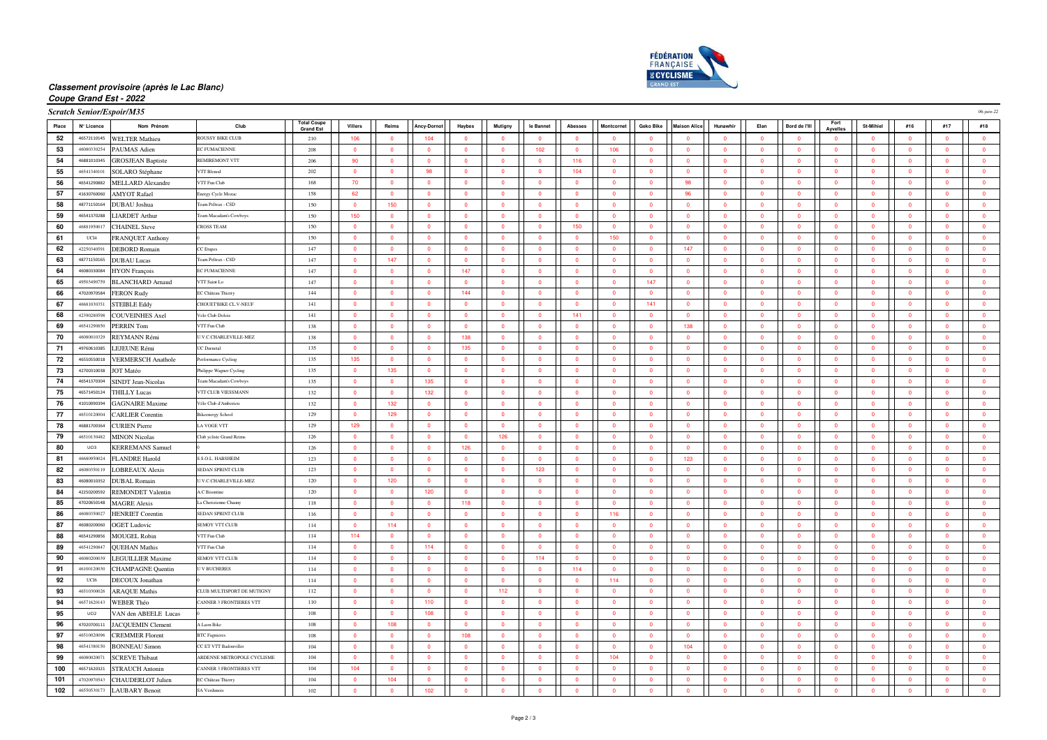## *Classement provisoire (après le Lac Blanc)*

## *Coupe Grand Est - 2022*

### *Scratch Senior/Espoir/M35*

*06-juin-22*

| Place | N° Licence | Nom Prénom | Club | Total Coupe Grand Est | Villers | Reims | Ancy-Dornot | Haybes | Mutigny | le Bannet | Abesses | Montcornet | Geko Bike | Maison Alice | Hunawihr | Elan | Bord de l'Ill | Fort Ayvelles | St-Mihiel | #16 | #17 | #18 |
|---|---|---|---|---|---|---|---|---|---|---|---|---|---|---|---|---|---|---|---|---|---|---|
| 52 | 46572110145 | WELTER Mathieu | ROUSSY BIKE CLUB | 210 | 106 | 0 | 104 | 0 | 0 | 0 | 0 | 0 | 0 | 0 | 0 | 0 | 0 | 0 | 0 | 0 | 0 | 0 |
| 53 | 46080330254 | PAUMAS Adien | EC FUMACIENNE | 208 | 0 | 0 | 0 | 0 | 0 | 102 | 0 | 106 | 0 | 0 | 0 | 0 | 0 | 0 | 0 | 0 | 0 | 0 |
| 54 | 46881010345 | GROSJEAN Baptiste | REMIREMONT VTT | 206 | 90 | 0 | 0 | 0 | 0 | 0 | 116 | 0 | 0 | 0 | 0 | 0 | 0 | 0 | 0 | 0 | 0 | 0 |
| 55 | 46541340101 | SOLARO Stéphane | VTT Blenod | 202 | 0 | 0 | 98 | 0 | 0 | 0 | 104 | 0 | 0 | 0 | 0 | 0 | 0 | 0 | 0 | 0 | 0 | 0 |
| 56 | 46541290882 | MELLARD Alexandre | VTT Fun Club | 168 | 70 | 0 | 0 | 0 | 0 | 0 | 0 | 0 | 0 | 98 | 0 | 0 | 0 | 0 | 0 | 0 | 0 | 0 |
| 57 | 41630760060 | AMYOT Rafael | Energy Cycle Mozac | 158 | 62 | 0 | 0 | 0 | 0 | 0 | 0 | 0 | 0 | 96 | 0 | 0 | 0 | 0 | 0 | 0 | 0 | 0 |
| 58 | 48771150164 | DUBAU Joshua | Team Peltrax - CSD | 150 | 0 | 150 | 0 | 0 | 0 | 0 | 0 | 0 | 0 | 0 | 0 | 0 | 0 | 0 | 0 | 0 | 0 | 0 |
| 59 | 46541370288 | LIARDET Arthur | Team Macadam's Cowboys | 150 | 150 | 0 | 0 | 0 | 0 | 0 | 0 | 0 | 0 | 0 | 0 | 0 | 0 | 0 | 0 | 0 | 0 | 0 |
| 60 | 46881950017 | CHAINEL Steve | CROSS TEAM | 150 | 0 | 0 | 0 | 0 | 0 | 0 | 150 | 0 | 0 | 0 | 0 | 0 | 0 | 0 | 0 | 0 | 0 | 0 |
| 61 | UCI4 | FRANQUET Anthony | 0 | 150 | 0 | 0 | 0 | 0 | 0 | 0 | 0 | 150 | 0 | 0 | 0 | 0 | 0 | 0 | 0 | 0 | 0 | 0 |
| 62 | 42250340591 | DEBORD Romain | CC Etupes | 147 | 0 | 0 | 0 | 0 | 0 | 0 | 0 | 0 | 0 | 147 | 0 | 0 | 0 | 0 | 0 | 0 | 0 | 0 |
| 63 | 48771150165 | DUBAU Lucas | Team Peltrax - CSD | 147 | 0 | 147 | 0 | 0 | 0 | 0 | 0 | 0 | 0 | 0 | 0 | 0 | 0 | 0 | 0 | 0 | 0 | 0 |
| 64 | 46080330084 | HYON François | EC FUMACIENNE | 147 | 0 | 0 | 0 | 147 | 0 | 0 | 0 | 0 | 0 | 0 | 0 | 0 | 0 | 0 | 0 | 0 | 0 | 0 |
| 65 | 49503490759 | BLANCHARD Arnaud | VTT Saint Lo | 147 | 0 | 0 | 0 | 0 | 0 | 0 | 0 | 0 | 147 | 0 | 0 | 0 | 0 | 0 | 0 | 0 | 0 | 0 |
| 66 | 47020970584 | FERON Rudy | EC Château Thierry | 144 | 0 | 0 | 0 | 144 | 0 | 0 | 0 | 0 | 0 | 0 | 0 | 0 | 0 | 0 | 0 | 0 | 0 | 0 |
| 67 | 46681030351 | STEIBLE Eddy | CHOUET'BIKE CL.V-NEUF | 141 | 0 | 0 | 0 | 0 | 0 | 0 | 0 | 0 | 141 | 0 | 0 | 0 | 0 | 0 | 0 | 0 | 0 | 0 |
| 68 | 42390280598 | COUVEINHES Axel | Velo Club Dolois | 141 | 0 | 0 | 0 | 0 | 0 | 0 | 141 | 0 | 0 | 0 | 0 | 0 | 0 | 0 | 0 | 0 | 0 | 0 |
| 69 | 46541290850 | PERRIN Tom | VTT Fun Club | 138 | 0 | 0 | 0 | 0 | 0 | 0 | 0 | 0 | 0 | 138 | 0 | 0 | 0 | 0 | 0 | 0 | 0 | 0 |
| 70 | 46080010329 | REYMANN Rémi | U.V.C.CHARLEVILLE-MEZ | 138 | 0 | 0 | 0 | 138 | 0 | 0 | 0 | 0 | 0 | 0 | 0 | 0 | 0 | 0 | 0 | 0 | 0 | 0 |
| 71 | 49760610385 | LEJEUNE Rémi | UC Darnetal | 135 | 0 | 0 | 0 | 135 | 0 | 0 | 0 | 0 | 0 | 0 | 0 | 0 | 0 | 0 | 0 | 0 | 0 | 0 |
| 72 | 46550550018 | VERMERSCH Anathole | Performance Cycling | 135 | 135 | 0 | 0 | 0 | 0 | 0 | 0 | 0 | 0 | 0 | 0 | 0 | 0 | 0 | 0 | 0 | 0 | 0 |
| 73 | 42700310038 | JOT Matéo | Philippe Wagner Cycling | 135 | 0 | 135 | 0 | 0 | 0 | 0 | 0 | 0 | 0 | 0 | 0 | 0 | 0 | 0 | 0 | 0 | 0 | 0 |
| 74 | 46541370304 | SINDT Jean-Nicolas | Team Macadam's Cowboys | 135 | 0 | 0 | 135 | 0 | 0 | 0 | 0 | 0 | 0 | 0 | 0 | 0 | 0 | 0 | 0 | 0 | 0 | 0 |
| 75 | 46571450124 | THILLY Lucas | VTT CLUB VIESSMANN | 132 | 0 | 0 | 132 | 0 | 0 | 0 | 0 | 0 | 0 | 0 | 0 | 0 | 0 | 0 | 0 | 0 | 0 | 0 |
| 76 | 41010090394 | GAGNAIRE Maxime | Vélo Club d'Amberieu | 132 | 0 | 132 | 0 | 0 | 0 | 0 | 0 | 0 | 0 | 0 | 0 | 0 | 0 | 0 | 0 | 0 | 0 | 0 |
| 77 | 46510120004 | CARLIER Corentin | Bikeenergy School | 129 | 0 | 129 | 0 | 0 | 0 | 0 | 0 | 0 | 0 | 0 | 0 | 0 | 0 | 0 | 0 | 0 | 0 | 0 |
| 78 | 46881700364 | CURIEN Pierre | LA VOGE VTT | 129 | 129 | 0 | 0 | 0 | 0 | 0 | 0 | 0 | 0 | 0 | 0 | 0 | 0 | 0 | 0 | 0 | 0 | 0 |
| 79 | 46510130482 | MINON Nicolas | Club cycliste Grand Reims | 126 | 0 | 0 | 0 | 0 | 126 | 0 | 0 | 0 | 0 | 0 | 0 | 0 | 0 | 0 | 0 | 0 | 0 | 0 |
| 80 | UCI3 | KERREMANS Samuel | 0 | 126 | 0 | 0 | 0 | 126 | 0 | 0 | 0 | 0 | 0 | 0 | 0 | 0 | 0 | 0 | 0 | 0 | 0 | 0 |
| 81 | 46680950024 | FLANDRE Harold | S.S.O.L. HABSHEIM | 123 | 0 | 0 | 0 | 0 | 0 | 0 | 0 | 0 | 0 | 123 | 0 | 0 | 0 | 0 | 0 | 0 | 0 | 0 |
| 82 | 46080350119 | LOBREAUX Alexis | SEDAN SPRINT CLUB | 123 | 0 | 0 | 0 | 0 | 0 | 123 | 0 | 0 | 0 | 0 | 0 | 0 | 0 | 0 | 0 | 0 | 0 | 0 |
| 83 | 46080010352 | DUBAL Romain | U.V.C.CHARLEVILLE-MEZ | 120 | 0 | 120 | 0 | 0 | 0 | 0 | 0 | 0 | 0 | 0 | 0 | 0 | 0 | 0 | 0 | 0 | 0 | 0 |
| 84 | 42250200592 | REMONDET Valentin | A.C Bisontine | 120 | 0 | 0 | 120 | 0 | 0 | 0 | 0 | 0 | 0 | 0 | 0 | 0 | 0 | 0 | 0 | 0 | 0 | 0 |
| 85 | 47020650148 | MAGRE Alexis | La Chetizienne Chauny | 118 | 0 | 0 | 0 | 118 | 0 | 0 | 0 | 0 | 0 | 0 | 0 | 0 | 0 | 0 | 0 | 0 | 0 | 0 |
| 86 | 46080350027 | HENRIET Corentin | SEDAN SPRINT CLUB | 116 | 0 | 0 | 0 | 0 | 0 | 0 | 116 | 0 | 0 | 0 | 0 | 0 | 0 | 0 | 0 | 0 | 0 | 0 |
| 87 | 46080200060 | OGET Ludovic | SEMOY VTT CLUB | 114 | 0 | 114 | 0 | 0 | 0 | 0 | 0 | 0 | 0 | 0 | 0 | 0 | 0 | 0 | 0 | 0 | 0 | 0 |
| 88 | 46541290856 | MOUGEL Robin | VTT Fun Club | 114 | 114 | 0 | 0 | 0 | 0 | 0 | 0 | 0 | 0 | 0 | 0 | 0 | 0 | 0 | 0 | 0 | 0 | 0 |
| 89 | 46541290847 | QUEHAN Mathis | VTT Fun Club | 114 | 0 | 0 | 114 | 0 | 0 | 0 | 0 | 0 | 0 | 0 | 0 | 0 | 0 | 0 | 0 | 0 | 0 | 0 |
| 90 | 46080200039 | LEGUILLIER Maxime | SEMOY VTT CLUB | 114 | 0 | 0 | 0 | 0 | 0 | 114 | 0 | 0 | 0 | 0 | 0 | 0 | 0 | 0 | 0 | 0 | 0 | 0 |
| 91 | 46100120030 | CHAMPAGNE Quentin | U V BUCHERES | 114 | 0 | 0 | 0 | 0 | 0 | 0 | 114 | 0 | 0 | 0 | 0 | 0 | 0 | 0 | 0 | 0 | 0 | 0 |
| 92 | UCI6 | DECOUX Jonathan | 0 | 114 | 0 | 0 | 0 | 0 | 0 | 0 | 0 | 114 | 0 | 0 | 0 | 0 | 0 | 0 | 0 | 0 | 0 | 0 |
| 93 | 46510300026 | ARAQUE Mathis | CLUB MULTISPORT DE MUTIGNY | 112 | 0 | 0 | 0 | 0 | 112 | 0 | 0 | 0 | 0 | 0 | 0 | 0 | 0 | 0 | 0 | 0 | 0 | 0 |
| 94 | 46571620143 | WEBER Théo | CANNER 3 FRONTIERES VTT | 110 | 0 | 0 | 110 | 0 | 0 | 0 | 0 | 0 | 0 | 0 | 0 | 0 | 0 | 0 | 0 | 0 | 0 | 0 |
| 95 | UCI2 | VAN den ABEELE Lucas | 0 | 108 | 0 | 0 | 108 | 0 | 0 | 0 | 0 | 0 | 0 | 0 | 0 | 0 | 0 | 0 | 0 | 0 | 0 | 0 |
| 96 | 47020700111 | JACQUEMIN Clement | A Laon Bike | 108 | 0 | 108 | 0 | 0 | 0 | 0 | 0 | 0 | 0 | 0 | 0 | 0 | 0 | 0 | 0 | 0 | 0 | 0 |
| 97 | 46510020096 | CREMMER Florent | BTC Fagnieres | 108 | 0 | 0 | 0 | 108 | 0 | 0 | 0 | 0 | 0 | 0 | 0 | 0 | 0 | 0 | 0 | 0 | 0 | 0 |
| 98 | 46541380150 | BONNEAU Simon | CC ET VTT Badonviller | 104 | 0 | 0 | 0 | 0 | 0 | 0 | 0 | 0 | 0 | 104 | 0 | 0 | 0 | 0 | 0 | 0 | 0 | 0 |
| 99 | 46080020071 | SCREVE Thibaut | ARDENNE METROPOLE CYCLISME | 104 | 0 | 0 | 0 | 0 | 0 | 0 | 0 | 104 | 0 | 0 | 0 | 0 | 0 | 0 | 0 | 0 | 0 | 0 |
| 100 | 46571620321 | STRAUCH Antonin | CANNER 3 FRONTIERES VTT | 104 | 104 | 0 | 0 | 0 | 0 | 0 | 0 | 0 | 0 | 0 | 0 | 0 | 0 | 0 | 0 | 0 | 0 | 0 |
| 101 | 47020970543 | CHAUDERLOT Julien | EC Château Thierry | 104 | 0 | 104 | 0 | 0 | 0 | 0 | 0 | 0 | 0 | 0 | 0 | 0 | 0 | 0 | 0 | 0 | 0 | 0 |
| 102 | 46550530173 | LAUBARY Benoit | SA Verdunois | 102 | 0 | 0 | 102 | 0 | 0 | 0 | 0 | 0 | 0 | 0 | 0 | 0 | 0 | 0 | 0 | 0 | 0 | 0 |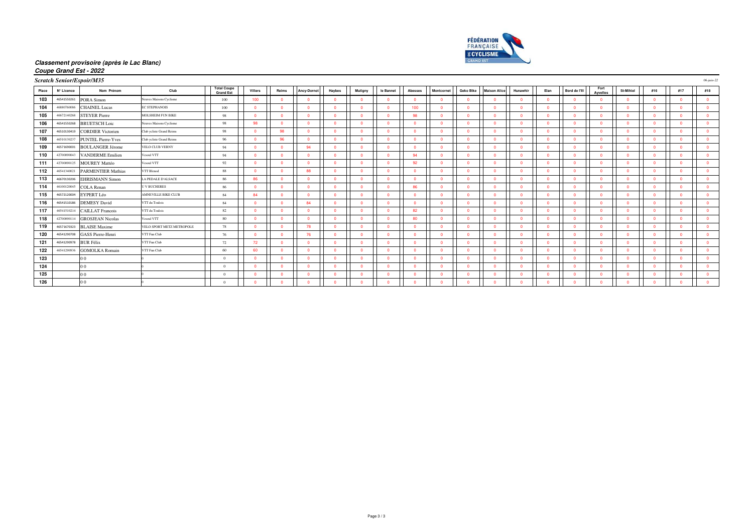***Classement provisoire (après le Lac Blanc)***
***Coupe Grand Est - 2022***

***Scratch Senior/Espoir/M35***

*06-juin-22*

| Place | N° Licence | Nom Prénom | Club | Total Coupe Grand Est | Villers | Reims | Ancy-Dornot | Haybes | Mutigny | le Bannet | Abesses | Montcornet | Geko Bike | Maison Alice | Hunawhir | Elan | Bord de l'Ill | Fort Ayvelles | St-Mihiel | #16 | #17 | #18 |
|---|---|---|---|---|---|---|---|---|---|---|---|---|---|---|---|---|---|---|---|---|---|---|
| 103 | 46541550261 | PORA Simon | Neuves Maisons Cyclisme | 100 | 100 | 0 | 0 | 0 | 0 | 0 | 0 | 0 | 0 | 0 | 0 | 0 | 0 | 0 | 0 | 0 | 0 | 0 |
| 104 | 46880760086 | CHAINEL Lucas | EC STEPHANOIS | 100 | 0 | 0 | 0 | 0 | 0 | 0 | 100 | 0 | 0 | 0 | 0 | 0 | 0 | 0 | 0 | 0 | 0 | 0 |
| 105 | 46672140268 | STEYER Pierre | MOLSHEIM FUN BIKE | 98 | 0 | 0 | 0 | 0 | 0 | 0 | 98 | 0 | 0 | 0 | 0 | 0 | 0 | 0 | 0 | 0 | 0 | 0 |
| 106 | 46541550268 | BRUETSCH Loic | Neuves Maisons Cyclisme | 98 | 98 | 0 | 0 | 0 | 0 | 0 | 0 | 0 | 0 | 0 | 0 | 0 | 0 | 0 | 0 | 0 | 0 | 0 |
| 107 | 46510130419 | CORDIER Victorien | Club cycliste Grand Reims | 98 | 0 | 98 | 0 | 0 | 0 | 0 | 0 | 0 | 0 | 0 | 0 | 0 | 0 | 0 | 0 | 0 | 0 | 0 |
| 108 | 46510130237 | PUNTEL Pierre-Yves | Club cycliste Grand Reims | 96 | 0 | 96 | 0 | 0 | 0 | 0 | 0 | 0 | 0 | 0 | 0 | 0 | 0 | 0 | 0 | 0 | 0 | 0 |
| 109 | 46571690001 | BOULANGER Jérome | VELO CLUB VERNY | 94 | 0 | 0 | 94 | 0 | 0 | 0 | 0 | 0 | 0 | 0 | 0 | 0 | 0 | 0 | 0 | 0 | 0 | 0 |
| 110 | 42700090043 | VANDERME Emilien | Vesoul VTT | 94 | 0 | 0 | 0 | 0 | 0 | 0 | 94 | 0 | 0 | 0 | 0 | 0 | 0 | 0 | 0 | 0 | 0 | 0 |
| 111 | 42700090125 | MOUREY Mattéo | Vesoul VTT | 92 | 0 | 0 | 0 | 0 | 0 | 0 | 92 | 0 | 0 | 0 | 0 | 0 | 0 | 0 | 0 | 0 | 0 | 0 |
| 112 | 46541340021 | PARMENTIER Mathias | VTT Blenod | 88 | 0 | 0 | 88 | 0 | 0 | 0 | 0 | 0 | 0 | 0 | 0 | 0 | 0 | 0 | 0 | 0 | 0 | 0 |
| 113 | 46670130206 | EHRISMANN Simon | LA PEDALE D'ALSACE | 86 | 86 | 0 | 0 | 0 | 0 | 0 | 0 | 0 | 0 | 0 | 0 | 0 | 0 | 0 | 0 | 0 | 0 | 0 |
| 114 | 46100120045 | COLA Renan | U V BUCHERES | 86 | 0 | 0 | 0 | 0 | 0 | 0 | 86 | 0 | 0 | 0 | 0 | 0 | 0 | 0 | 0 | 0 | 0 | 0 |
| 115 | 46572120004 | EYPERT Léo | AMNEVILLE BIKE CLUB | 84 | 84 | 0 | 0 | 0 | 0 | 0 | 0 | 0 | 0 | 0 | 0 | 0 | 0 | 0 | 0 | 0 | 0 | 0 |
| 116 | 46541510186 | DEMESY David | VTT du Toulois | 84 | 0 | 0 | 84 | 0 | 0 | 0 | 0 | 0 | 0 | 0 | 0 | 0 | 0 | 0 | 0 | 0 | 0 | 0 |
| 117 | 46541510214 | CAILLAT Francois | VTT du Toulois | 82 | 0 | 0 | 0 | 0 | 0 | 0 | 82 | 0 | 0 | 0 | 0 | 0 | 0 | 0 | 0 | 0 | 0 | 0 |
| 118 | 42700090114 | GROSJEAN Nicolas | Vesoul VTT | 80 | 0 | 0 | 0 | 0 | 0 | 0 | 80 | 0 | 0 | 0 | 0 | 0 | 0 | 0 | 0 | 0 | 0 | 0 |
| 119 | 46571670323 | BLAISE Maxime | VELO SPORT METZ METROPOLE | 78 | 0 | 0 | 78 | 0 | 0 | 0 | 0 | 0 | 0 | 0 | 0 | 0 | 0 | 0 | 0 | 0 | 0 | 0 |
| 120 | 46541290708 | GASS Pierre-Henri | VTT Fun Club | 76 | 0 | 0 | 76 | 0 | 0 | 0 | 0 | 0 | 0 | 0 | 0 | 0 | 0 | 0 | 0 | 0 | 0 | 0 |
| 121 | 46541290978 | BUR Félix | VTT Fun Club | 72 | 72 | 0 | 0 | 0 | 0 | 0 | 0 | 0 | 0 | 0 | 0 | 0 | 0 | 0 | 0 | 0 | 0 | 0 |
| 122 | 46541290936 | GOMOLKA Romain | VTT Fun Club | 60 | 60 | 0 | 0 | 0 | 0 | 0 | 0 | 0 | 0 | 0 | 0 | 0 | 0 | 0 | 0 | 0 | 0 | 0 |
| 123 | | 0 0 | 0 | 0 | 0 | 0 | 0 | 0 | 0 | 0 | 0 | 0 | 0 | 0 | 0 | 0 | 0 | 0 | 0 | 0 | 0 | 0 |
| 124 | | 0 0 | 0 | 0 | 0 | 0 | 0 | 0 | 0 | 0 | 0 | 0 | 0 | 0 | 0 | 0 | 0 | 0 | 0 | 0 | 0 | 0 |
| 125 | | 0 0 | 0 | 0 | 0 | 0 | 0 | 0 | 0 | 0 | 0 | 0 | 0 | 0 | 0 | 0 | 0 | 0 | 0 | 0 | 0 | 0 |
| 126 | | 0 0 | 0 | 0 | 0 | 0 | 0 | 0 | 0 | 0 | 0 | 0 | 0 | 0 | 0 | 0 | 0 | 0 | 0 | 0 | 0 | 0 |